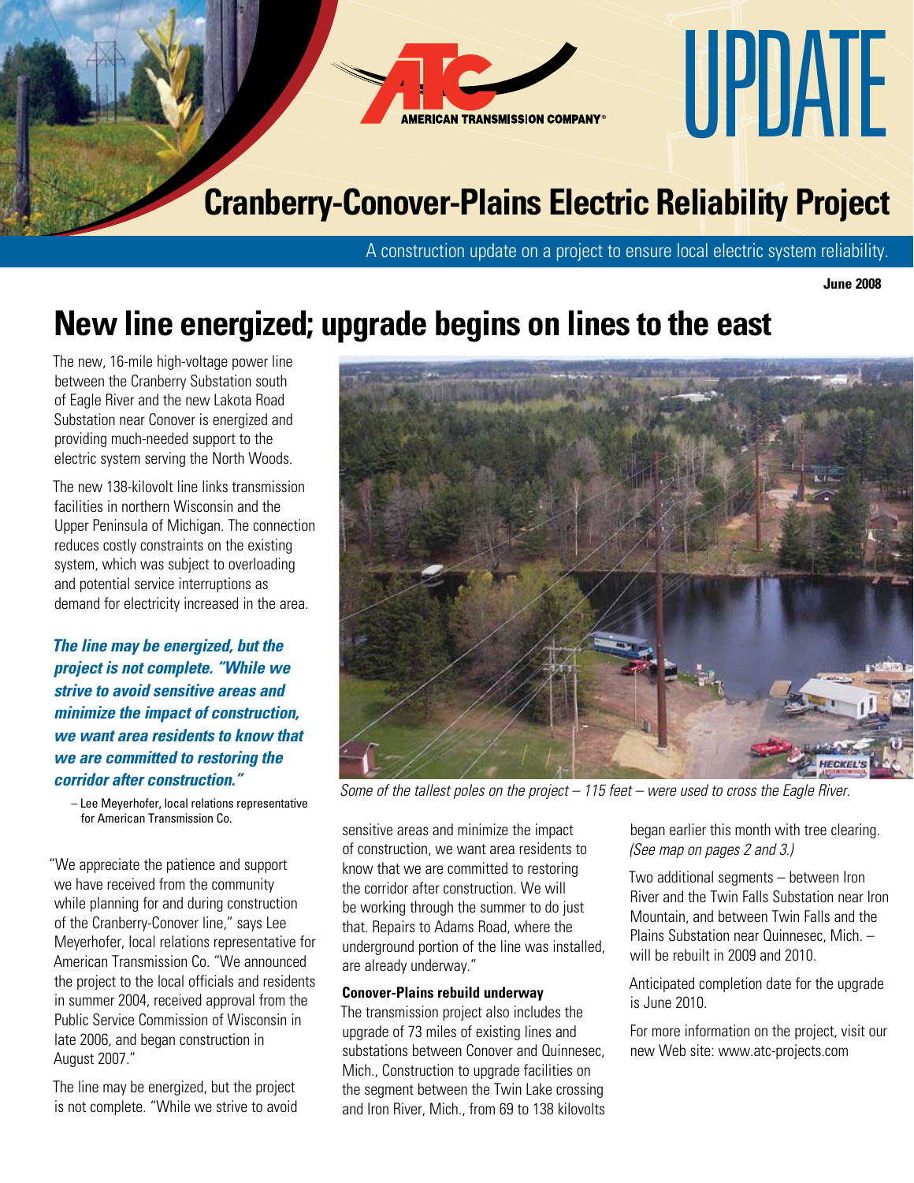# UPDATE

AMERICAN TRANSMISSION COMPANY®

## Cranberry-Conover-Plains Electric Reliability Project

A construction update on a project to ensure local electric system reliability.

**June 2008**

# New line energized; upgrade begins on lines to the east

The new, 16-mile high-voltage power line between the Cranberry Substation south of Eagle River and the new Lakota Road Substation near Conover is energized and providing much-needed support to the electric system serving the North Woods.

The new 138-kilovolt line links transmission facilities in northern Wisconsin and the Upper Peninsula of Michigan. The connection reduces costly constraints on the existing system, which was subject to overloading and potential service interruptions as demand for electricity increased in the area.

***The line may be energized, but the project is not complete. "While we strive to avoid sensitive areas and minimize the impact of construction, we want area residents to know that we are committed to restoring the corridor after construction."***

– Lee Meyerhofer, local relations representative for American Transmission Co.

"We appreciate the patience and support we have received from the community while planning for and during construction of the Cranberry-Conover line," says Lee Meyerhofer, local relations representative for American Transmission Co. "We announced the project to the local officials and residents in summer 2004, received approval from the Public Service Commission of Wisconsin in late 2006, and began construction in August 2007."

The line may be energized, but the project is not complete. "While we strive to avoid sensitive areas and minimize the impact of construction, we want area residents to know that we are committed to restoring the corridor after construction. We will be working through the summer to do just that. Repairs to Adams Road, where the underground portion of the line was installed, are already underway."

*Some of the tallest poles on the project – 115 feet – were used to cross the Eagle River.*

**Conover-Plains rebuild underway**

The transmission project also includes the upgrade of 73 miles of existing lines and substations between Conover and Quinnesec, Mich., Construction to upgrade facilities on the segment between the Twin Lake crossing and Iron River, Mich., from 69 to 138 kilovolts began earlier this month with tree clearing. *(See map on pages 2 and 3.)*

Two additional segments – between Iron River and the Twin Falls Substation near Iron Mountain, and between Twin Falls and the Plains Substation near Quinnesec, Mich. – will be rebuilt in 2009 and 2010.

Anticipated completion date for the upgrade is June 2010.

For more information on the project, visit our new Web site: www.atc-projects.com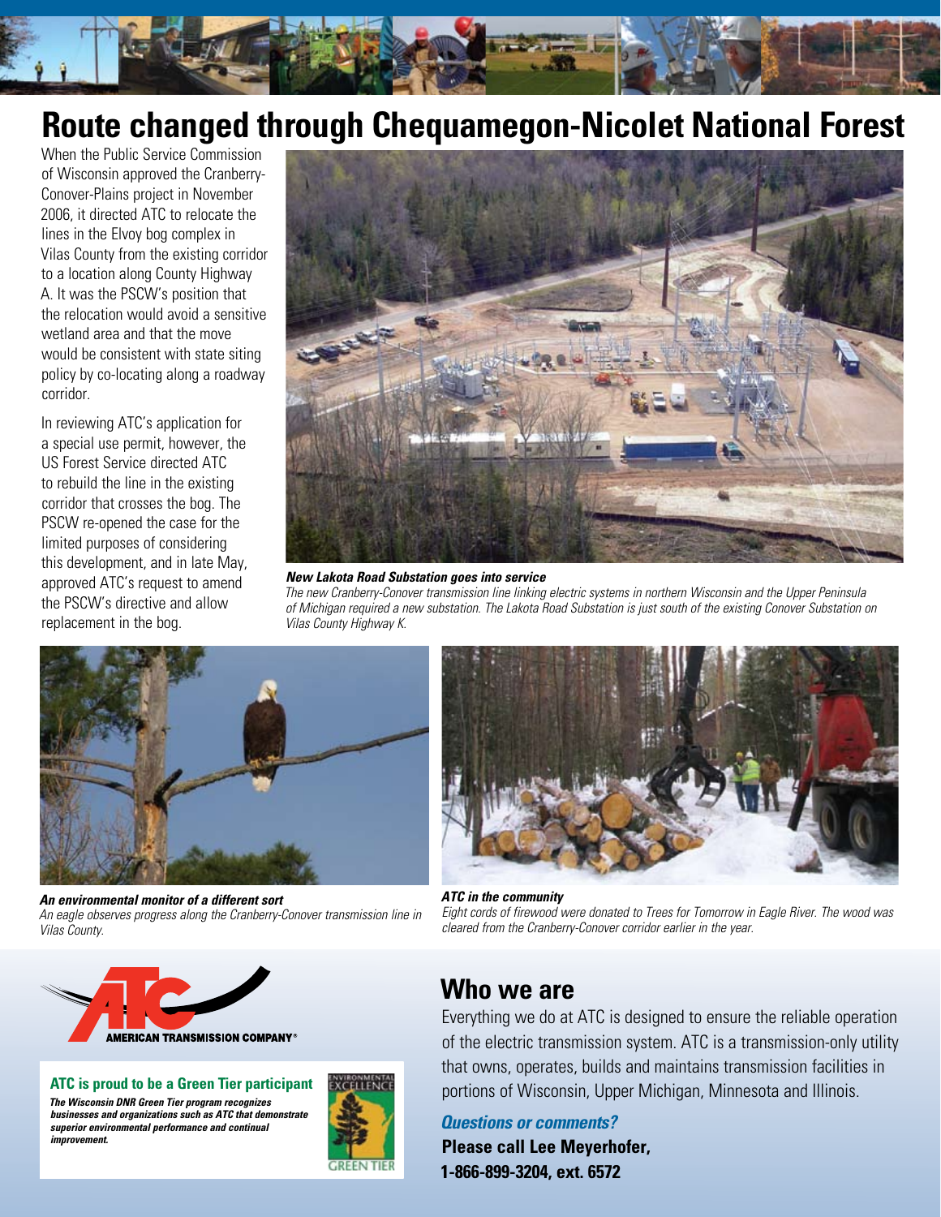# Route changed through Chequamegon-Nicolet National Forest

When the Public Service Commission of Wisconsin approved the Cranberry-Conover-Plains project in November 2006, it directed ATC to relocate the lines in the Elvoy bog complex in Vilas County from the existing corridor to a location along County Highway A. It was the PSCW's position that the relocation would avoid a sensitive wetland area and that the move would be consistent with state siting policy by co-locating along a roadway corridor.

In reviewing ATC's application for a special use permit, however, the US Forest Service directed ATC to rebuild the line in the existing corridor that crosses the bog. The PSCW re-opened the case for the limited purposes of considering this development, and in late May, approved ATC's request to amend the PSCW's directive and allow replacement in the bog.

***New Lakota Road Substation goes into service***

*The new Cranberry-Conover transmission line linking electric systems in northern Wisconsin and the Upper Peninsula of Michigan required a new substation. The Lakota Road Substation is just south of the existing Conover Substation on Vilas County Highway K.*

***An environmental monitor of a different sort***

*An eagle observes progress along the Cranberry-Conover transmission line in Vilas County.*

***ATC in the community***

*Eight cords of firewood were donated to Trees for Tomorrow in Eagle River. The wood was cleared from the Cranberry-Conover corridor earlier in the year.*

AMERICAN TRANSMISSION COMPANY®

**ATC is proud to be a Green Tier participant**

***The Wisconsin DNR Green Tier program recognizes businesses and organizations such as ATC that demonstrate superior environmental performance and continual improvement.***

ENVIRONMENTAL EXCELLENCE GREEN TIER

## Who we are

Everything we do at ATC is designed to ensure the reliable operation of the electric transmission system. ATC is a transmission-only utility that owns, operates, builds and maintains transmission facilities in portions of Wisconsin, Upper Michigan, Minnesota and Illinois.

***Questions or comments?***

**Please call Lee Meyerhofer,**
**1-866-899-3204, ext. 6572**